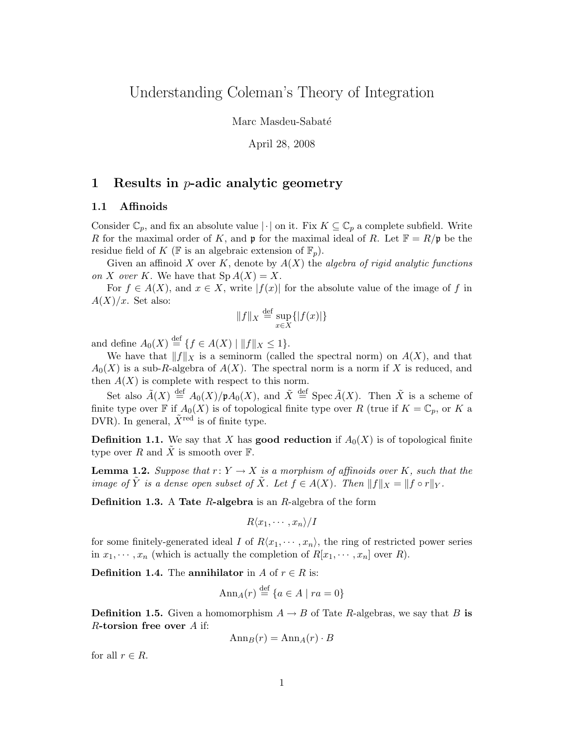# Understanding Coleman's Theory of Integration

Marc Masdeu-Sabaté

April 28, 2008

## 1 Results in $p$-adic analytic geometry

### 1.1 Affinoids

Consider $\mathbb{C}_p$, and fix an absolute value $|\cdot|$ on it. Fix $K \subseteq \mathbb{C}_p$ a complete subfield. Write $R$ for the maximal order of $K$, and $\mathfrak{p}$ for the maximal ideal of $R$. Let $\mathbb{F} = R/\mathfrak{p}$ be the residue field of $K$ ($\mathbb{F}$ is an algebraic extension of $\mathbb{F}_p$).

Given an affinoid $X$ over $K$, denote by $A(X)$ the *algebra of rigid analytic functions on $X$ over $K$*. We have that $\operatorname{Sp} A(X) = X$.

For $f \in A(X)$, and $x \in X$, write $|f(x)|$ for the absolute value of the image of $f$ in $A(X)/x$. Set also:

$$\|f\|_X \stackrel{\text{def}}{=} \sup_{x \in X}\{|f(x)|\}$$

and define $A_0(X) \stackrel{\text{def}}{=} \{f \in A(X) \mid \|f\|_X \leq 1\}$.

We have that $\|f\|_X$ is a seminorm (called the spectral norm) on $A(X)$, and that $A_0(X)$ is a sub-$R$-algebra of $A(X)$. The spectral norm is a norm if $X$ is reduced, and then $A(X)$ is complete with respect to this norm.

Set also $\tilde{A}(X) \stackrel{\text{def}}{=} A_0(X)/\mathfrak{p}A_0(X)$, and $\tilde{X} \stackrel{\text{def}}{=} \operatorname{Spec} \tilde{A}(X)$. Then $\tilde{X}$ is a scheme of finite type over $\mathbb{F}$ if $A_0(X)$ is of topological finite type over $R$ (true if $K = \mathbb{C}_p$, or $K$ a DVR). In general, $\tilde{X}^{\text{red}}$ is of finite type.

**Definition 1.1.** We say that $X$ has **good reduction** if $A_0(X)$ is of topological finite type over $R$ and $\tilde{X}$ is smooth over $\mathbb{F}$.

**Lemma 1.2.** *Suppose that $r\colon Y \to X$ is a morphism of affinoids over $K$, such that the image of $\tilde{Y}$ is a dense open subset of $\tilde{X}$. Let $f \in A(X)$. Then $\|f\|_X = \|f \circ r\|_Y$.*

**Definition 1.3.** A **Tate $R$-algebra** is an $R$-algebra of the form

$$R\langle x_1, \cdots, x_n\rangle/I$$

for some finitely-generated ideal $I$ of $R\langle x_1, \cdots, x_n\rangle$, the ring of restricted power series in $x_1, \cdots, x_n$ (which is actually the completion of $R[x_1, \cdots, x_n]$ over $R$).

**Definition 1.4.** The **annihilator** in $A$ of $r \in R$ is:

$$\operatorname{Ann}_A(r) \stackrel{\text{def}}{=} \{a \in A \mid ra = 0\}$$

**Definition 1.5.** Given a homomorphism $A \to B$ of Tate $R$-algebras, we say that $B$ **is $R$-torsion free over** $A$ if:

$$\operatorname{Ann}_B(r) = \operatorname{Ann}_A(r) \cdot B$$

for all $r \in R$.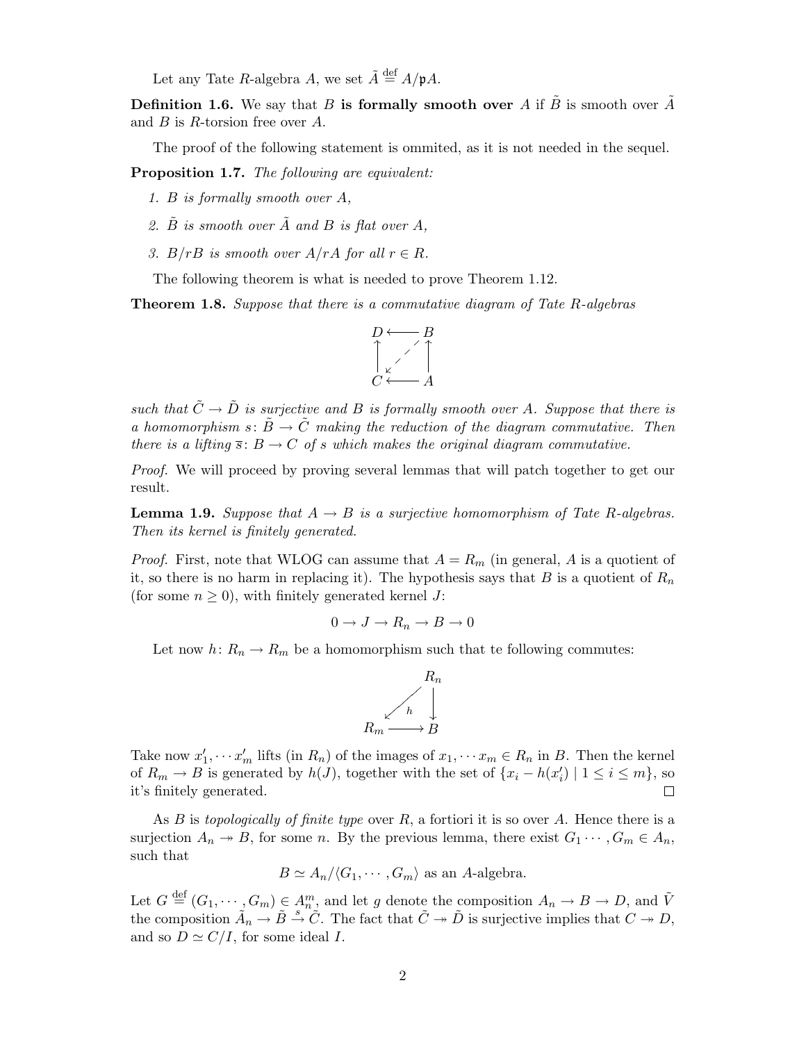Let any Tate $R$-algebra $A$, we set $\tilde{A} \stackrel{\text{def}}{=} A/\mathfrak{p}A$.

**Definition 1.6.** We say that $B$ **is formally smooth over** $A$ if $\tilde{B}$ is smooth over $\tilde{A}$ and $B$ is $R$-torsion free over $A$.

The proof of the following statement is ommited, as it is not needed in the sequel.

**Proposition 1.7.** *The following are equivalent:*

1. *$B$ is formally smooth over $A$,*
2. *$\tilde{B}$ is smooth over $\tilde{A}$ and $B$ is flat over $A$,*
3. *$B/rB$ is smooth over $A/rA$ for all $r \in R$.*

The following theorem is what is needed to prove Theorem 1.12.

**Theorem 1.8.** *Suppose that there is a commutative diagram of Tate $R$-algebras*

$$\begin{array}{ccc} D & \longleftarrow & B \\ \uparrow & \swarrow & \uparrow \\ C & \longleftarrow & A \end{array}$$

*such that $\tilde{C} \to \tilde{D}$ is surjective and $B$ is formally smooth over $A$. Suppose that there is a homomorphism $s\colon \tilde{B} \to \tilde{C}$ making the reduction of the diagram commutative. Then there is a lifting $\overline{s}\colon B \to C$ of $s$ which makes the original diagram commutative.*

*Proof.* We will proceed by proving several lemmas that will patch together to get our result.

**Lemma 1.9.** *Suppose that $A \to B$ is a surjective homomorphism of Tate $R$-algebras. Then its kernel is finitely generated.*

*Proof.* First, note that WLOG can assume that $A = R_m$ (in general, $A$ is a quotient of it, so there is no harm in replacing it). The hypothesis says that $B$ is a quotient of $R_n$ (for some $n \geq 0$), with finitely generated kernel $J$:

$$0 \to J \to R_n \to B \to 0$$

Let now $h\colon R_n \to R_m$ be a homomorphism such that te following commutes:

$$\begin{array}{ccc} & & R_n \\ & \swarrow h & \downarrow \\ R_m & \longrightarrow & B \end{array}$$

Take now $x_1', \cdots x_m'$ lifts (in $R_n$) of the images of $x_1, \cdots x_m \in R_n$ in $B$. Then the kernel of $R_m \to B$ is generated by $h(J)$, together with the set of $\{x_i - h(x_i') \mid 1 \leq i \leq m\}$, so it's finitely generated. $\square$

As $B$ is *topologically of finite type* over $R$, a fortiori it is so over $A$. Hence there is a surjection $A_n \twoheadrightarrow B$, for some $n$. By the previous lemma, there exist $G_1 \cdots, G_m \in A_n$, such that

$$B \simeq A_n/\langle G_1, \cdots, G_m\rangle \text{ as an } A\text{-algebra.}$$

Let $G \stackrel{\text{def}}{=} (G_1, \cdots, G_m) \in A_n^m$, and let $g$ denote the composition $A_n \to B \to D$, and $\tilde{V}$ the composition $\tilde{A}_n \to \tilde{B} \xrightarrow{s} \tilde{C}$. The fact that $\tilde{C} \twoheadrightarrow \tilde{D}$ is surjective implies that $C \twoheadrightarrow D$, and so $D \simeq C/I$, for some ideal $I$.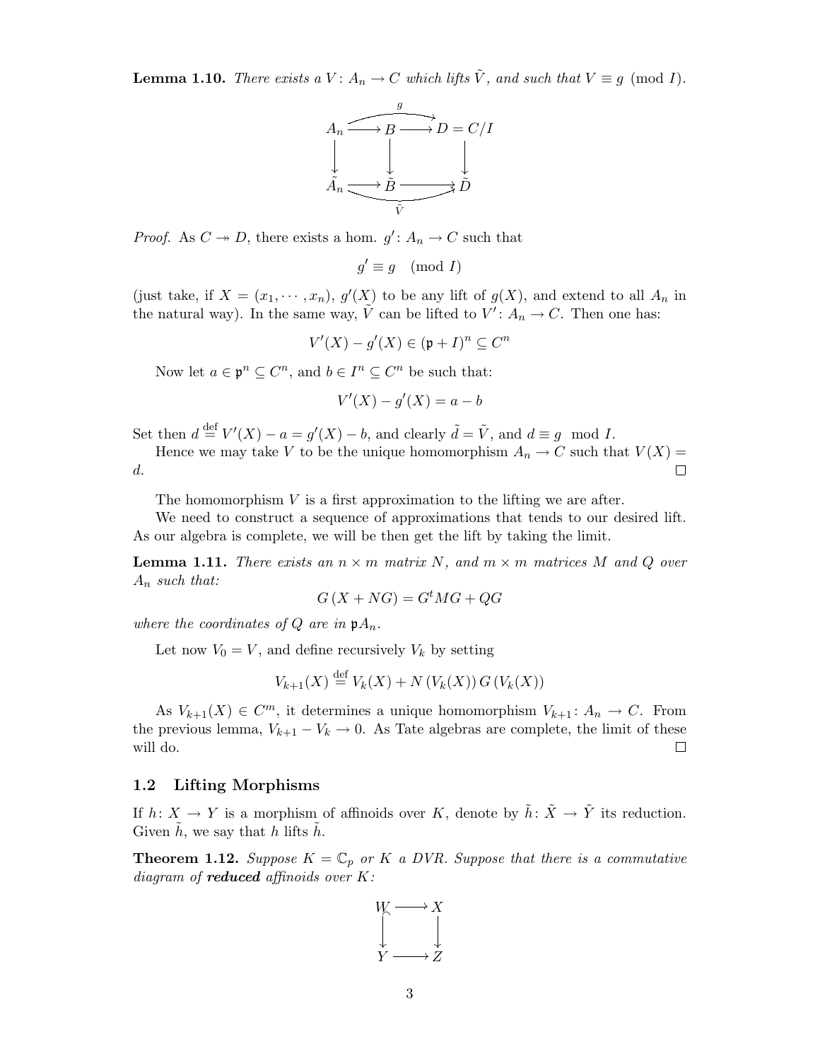**Lemma 1.10.** *There exists a $V\colon A_n \to C$ which lifts $\tilde{V}$, and such that $V \equiv g \pmod{I}$.*

$$\begin{array}{ccccc} A_n & \longrightarrow & B & \longrightarrow & D = C/I \\ \downarrow & & \downarrow & & \downarrow \\ \tilde{A}_n & \longrightarrow & \tilde{B} & \longrightarrow & \tilde{D} \end{array}$$

(with $g\colon A_n \to D$ the composite along the top row and $\tilde{V}\colon \tilde{A}_n \to \tilde{D}$ the composite along the bottom row)

*Proof.* As $C \twoheadrightarrow D$, there exists a hom. $g'\colon A_n \to C$ such that

$$g' \equiv g \pmod{I}$$

(just take, if $X = (x_1, \cdots, x_n)$, $g'(X)$ to be any lift of $g(X)$, and extend to all $A_n$ in the natural way). In the same way, $\tilde{V}$ can be lifted to $V'\colon A_n \to C$. Then one has:

$$V'(X) - g'(X) \in (\mathfrak{p} + I)^n \subseteq C^n$$

Now let $a \in \mathfrak{p}^n \subseteq C^n$, and $b \in I^n \subseteq C^n$ be such that:

$$V'(X) - g'(X) = a - b$$

Set then $d \stackrel{\text{def}}{=} V'(X) - a = g'(X) - b$, and clearly $\tilde{d} = \tilde{V}$, and $d \equiv g \mod I$.

Hence we may take $V$ to be the unique homomorphism $A_n \to C$ such that $V(X) = d$. $\square$

The homomorphism $V$ is a first approximation to the lifting we are after.

We need to construct a sequence of approximations that tends to our desired lift. As our algebra is complete, we will be then get the lift by taking the limit.

**Lemma 1.11.** *There exists an $n \times m$ matrix $N$, and $m \times m$ matrices $M$ and $Q$ over $A_n$ such that:*

$$G\,(X + NG) = G^t M G + QG$$

*where the coordinates of $Q$ are in $\mathfrak{p}A_n$.*

Let now $V_0 = V$, and define recursively $V_k$ by setting

$$V_{k+1}(X) \stackrel{\text{def}}{=} V_k(X) + N\,(V_k(X))\,G\,(V_k(X))$$

As $V_{k+1}(X) \in C^m$, it determines a unique homomorphism $V_{k+1}\colon A_n \to C$. From the previous lemma, $V_{k+1} - V_k \to 0$. As Tate algebras are complete, the limit of these will do. $\square$

## 1.2 Lifting Morphisms

If $h\colon X \to Y$ is a morphism of affinoids over $K$, denote by $\tilde{h}\colon \tilde{X} \to \tilde{Y}$ its reduction. Given $\tilde{h}$, we say that $h$ lifts $\tilde{h}$.

**Theorem 1.12.** *Suppose $K = \mathbb{C}_p$ or $K$ a DVR. Suppose that there is a commutative diagram of* ***reduced*** *affinoids over $K$:*

$$\begin{array}{ccc} W & \longrightarrow & X \\ \downarrow & & \downarrow \\ Y & \longrightarrow & Z \end{array}$$

(with $W \hookrightarrow Y$ an inclusion)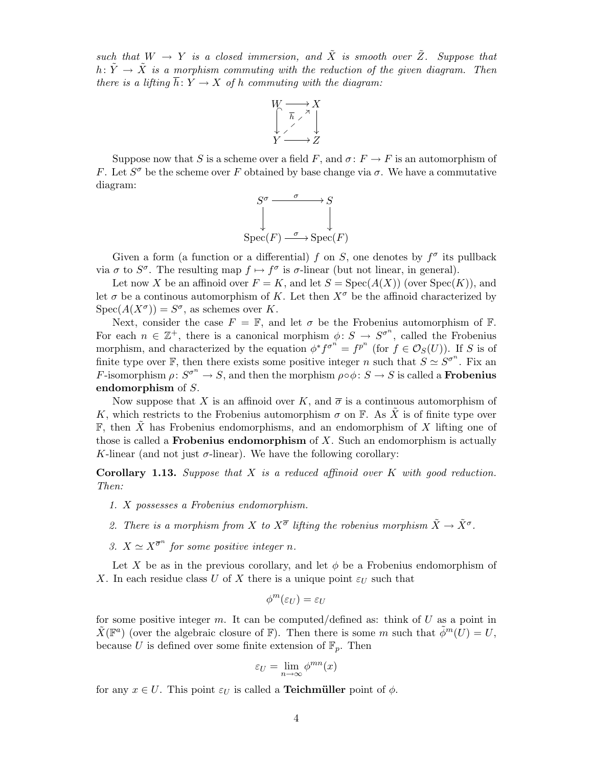*such that $W \to Y$ is a closed immersion, and $\tilde{X}$ is smooth over $\tilde{Z}$. Suppose that $h\colon \tilde{Y} \to \tilde{X}$ is a morphism commuting with the reduction of the given diagram. Then there is a lifting $\overline{h}\colon Y \to X$ of $h$ commuting with the diagram:*

$$\begin{array}{ccc} W & \longrightarrow & X \\ \big\downarrow & \overset{\overline{h}}{\nearrow} & \big\downarrow \\ Y & \longrightarrow & Z \end{array}$$

Suppose now that $S$ is a scheme over a field $F$, and $\sigma\colon F \to F$ is an automorphism of $F$. Let $S^\sigma$ be the scheme over $F$ obtained by base change via $\sigma$. We have a commutative diagram:

$$\begin{array}{ccc} S^\sigma & \xrightarrow{\quad \sigma \quad} & S \\ \big\downarrow & & \big\downarrow \\ \mathrm{Spec}(F) & \xrightarrow{\ \sigma\ } & \mathrm{Spec}(F) \end{array}$$

Given a form (a function or a differential) $f$ on $S$, one denotes by $f^\sigma$ its pullback via $\sigma$ to $S^\sigma$. The resulting map $f \mapsto f^\sigma$ is $\sigma$-linear (but not linear, in general).

Let now $X$ be an affinoid over $F = K$, and let $S = \mathrm{Spec}(A(X))$ (over $\mathrm{Spec}(K)$), and let $\sigma$ be a continous automorphism of $K$. Let then $X^\sigma$ be the affinoid characterized by $\mathrm{Spec}(A(X^\sigma)) = S^\sigma$, as schemes over $K$.

Next, consider the case $F = \mathbb{F}$, and let $\sigma$ be the Frobenius automorphism of $\mathbb{F}$. For each $n \in \mathbb{Z}^+$, there is a canonical morphism $\phi\colon S \to S^{\sigma^n}$, called the Frobenius morphism, and characterized by the equation $\phi^* f^{\sigma^n} = f^{p^n}$ (for $f \in \mathcal{O}_S(U)$). If $S$ is of finite type over $\mathbb{F}$, then there exists some positive integer $n$ such that $S \simeq S^{\sigma^n}$. Fix an $F$-isomorphism $\rho\colon S^{\sigma^n} \to S$, and then the morphism $\rho \circ \phi\colon S \to S$ is called a **Frobenius endomorphism** of $S$.

Now suppose that $X$ is an affinoid over $K$, and $\overline{\sigma}$ is a continuous automorphism of $K$, which restricts to the Frobenius automorphism $\sigma$ on $\mathbb{F}$. As $\tilde{X}$ is of finite type over $\mathbb{F}$, then $\tilde{X}$ has Frobenius endomorphisms, and an endomorphism of $X$ lifting one of those is called a **Frobenius endomorphism** of $X$. Such an endomorphism is actually $K$-linear (and not just $\sigma$-linear). We have the following corollary:

**Corollary 1.13.** *Suppose that $X$ is a reduced affinoid over $K$ with good reduction. Then:*

1. *$X$ possesses a Frobenius endomorphism.*
2. *There is a morphism from $X$ to $X^{\overline{\sigma}}$ lifting the robenius morphism $\tilde{X} \to \tilde{X}^\sigma$.*
3. *$X \simeq X^{\overline{\sigma}^n}$ for some positive integer $n$.*

Let $X$ be as in the previous corollary, and let $\phi$ be a Frobenius endomorphism of $X$. In each residue class $U$ of $X$ there is a unique point $\varepsilon_U$ such that

$$\phi^m(\varepsilon_U) = \varepsilon_U$$

for some positive integer $m$. It can be computed/defined as: think of $U$ as a point in $\tilde{X}(\mathbb{F}^a)$ (over the algebraic closure of $\mathbb{F}$). Then there is some $m$ such that $\tilde{\phi}^m(U) = U$, because $U$ is defined over some finite extension of $\mathbb{F}_p$. Then

$$\varepsilon_U = \lim_{n\to\infty} \phi^{mn}(x)$$

for any $x \in U$. This point $\varepsilon_U$ is called a **Teichmüller** point of $\phi$.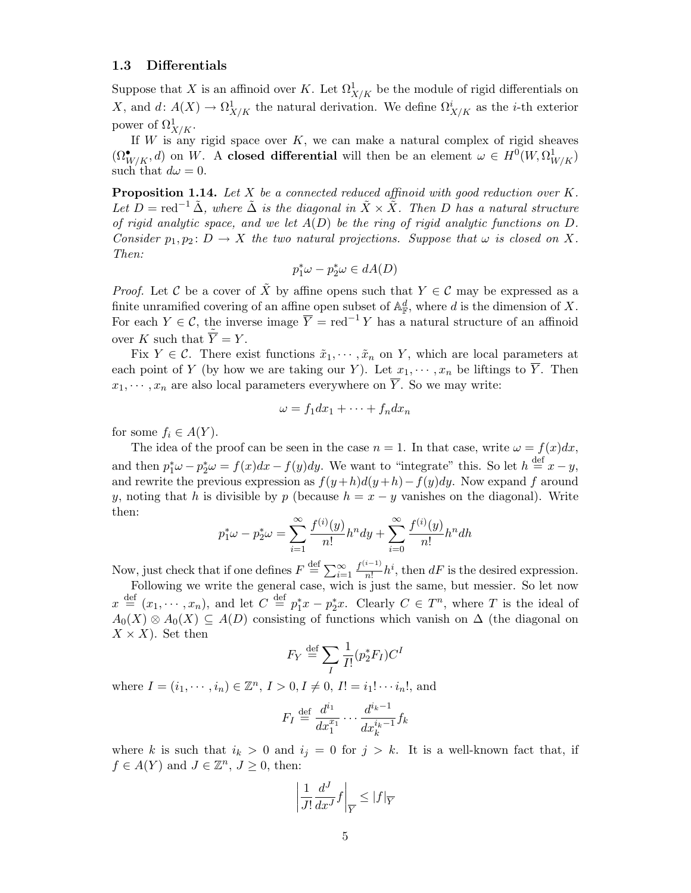### 1.3 Differentials

Suppose that $X$ is an affinoid over $K$. Let $\Omega^1_{X/K}$ be the module of rigid differentials on $X$, and $d\colon A(X) \to \Omega^1_{X/K}$ the natural derivation. We define $\Omega^i_{X/K}$ as the $i$-th exterior power of $\Omega^1_{X/K}$.

If $W$ is any rigid space over $K$, we can make a natural complex of rigid sheaves $(\Omega^\bullet_{W/K}, d)$ on $W$. A **closed differential** will then be an element $\omega \in H^0(W, \Omega^1_{W/K})$ such that $d\omega = 0$.

**Proposition 1.14.** *Let $X$ be a connected reduced affinoid with good reduction over $K$. Let $D = \operatorname{red}^{-1}\tilde{\Delta}$, where $\tilde{\Delta}$ is the diagonal in $\tilde{X} \times \tilde{X}$. Then $D$ has a natural structure of rigid analytic space, and we let $A(D)$ be the ring of rigid analytic functions on $D$. Consider $p_1, p_2\colon D \to X$ the two natural projections. Suppose that $\omega$ is closed on $X$. Then:*

$$p_1^*\omega - p_2^*\omega \in dA(D)$$

*Proof.* Let $\mathcal{C}$ be a cover of $\tilde{X}$ by affine opens such that $Y \in \mathcal{C}$ may be expressed as a finite unramified covering of an affine open subset of $\mathbb{A}^d_{\mathbb{F}}$, where $d$ is the dimension of $X$. For each $Y \in \mathcal{C}$, the inverse image $\overline{Y} = \operatorname{red}^{-1} Y$ has a natural structure of an affinoid over $K$ such that $\tilde{\overline{Y}} = Y$.

Fix $Y \in \mathcal{C}$. There exist functions $\tilde{x}_1, \cdots, \tilde{x}_n$ on $Y$, which are local parameters at each point of $Y$ (by how we are taking our $Y$). Let $x_1, \cdots, x_n$ be liftings to $\overline{Y}$. Then $x_1, \cdots, x_n$ are also local parameters everywhere on $\overline{Y}$. So we may write:

$$\omega = f_1 dx_1 + \cdots + f_n dx_n$$

for some $f_i \in A(Y)$.

The idea of the proof can be seen in the case $n = 1$. In that case, write $\omega = f(x)dx$, and then $p_1^*\omega - p_2^*\omega = f(x)dx - f(y)dy$. We want to "integrate" this. So let $h \stackrel{\text{def}}{=} x - y$, and rewrite the previous expression as $f(y+h)d(y+h) - f(y)dy$. Now expand $f$ around $y$, noting that $h$ is divisible by $p$ (because $h = x - y$ vanishes on the diagonal). Write then:

$$p_1^*\omega - p_2^*\omega = \sum_{i=1}^{\infty} \frac{f^{(i)}(y)}{n!} h^n dy + \sum_{i=0}^{\infty} \frac{f^{(i)}(y)}{n!} h^n dh$$

Now, just check that if one defines $F \stackrel{\text{def}}{=} \sum_{i=1}^{\infty} \frac{f^{(i-1)}}{n!} h^i$, then $dF$ is the desired expression.

Following we write the general case, wich is just the same, but messier. So let now $x \stackrel{\text{def}}{=} (x_1, \cdots, x_n)$, and let $C \stackrel{\text{def}}{=} p_1^*x - p_2^*x$. Clearly $C \in T^n$, where $T$ is the ideal of $A_0(X) \otimes A_0(X) \subseteq A(D)$ consisting of functions which vanish on $\Delta$ (the diagonal on $X \times X$). Set then

$$F_Y \stackrel{\text{def}}{=} \sum_I \frac{1}{I!}(p_2^* F_I) C^I$$

where $I = (i_1, \cdots, i_n) \in \mathbb{Z}^n$, $I > 0, I \neq 0$, $I! = i_1! \cdots i_n!$, and

$$F_I \stackrel{\text{def}}{=} \frac{d^{i_1}}{dx_1^{x_1}} \cdots \frac{d^{i_k - 1}}{dx_k^{i_k - 1}} f_k$$

where $k$ is such that $i_k > 0$ and $i_j = 0$ for $j > k$. It is a well-known fact that, if $f \in A(Y)$ and $J \in \mathbb{Z}^n$, $J \geq 0$, then:

$$\left| \frac{1}{J!} \frac{d^J}{dx^J} f \right|_{\overline{Y}} \leq |f|_{\overline{Y}}$$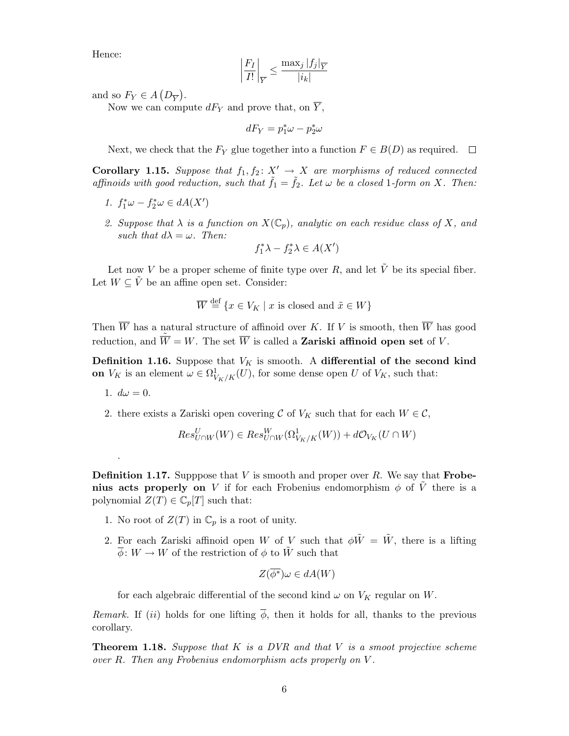Hence:

$$\left|\frac{F_I}{I!}\right|_{\overline{Y}} \leq \frac{\max_j |f_j|_{\overline{Y}}}{|i_k|}$$

and so $F_Y \in A\left(D_{\overline{Y}}\right)$.

Now we can compute $dF_Y$ and prove that, on $\overline{Y}$,

$$dF_Y = p_1^*\omega - p_2^*\omega$$

Next, we check that the $F_Y$ glue together into a function $F \in B(D)$ as required. $\square$

**Corollary 1.15.** *Suppose that $f_1, f_2 \colon X' \to X$ are morphisms of reduced connected affinoids with good reduction, such that $\tilde{f}_1 = \tilde{f}_2$. Let $\omega$ be a closed 1-form on $X$. Then:*

1. *$f_1^*\omega - f_2^*\omega \in dA(X')$*
2. *Suppose that $\lambda$ is a function on $X(\mathbb{C}_p)$, analytic on each residue class of $X$, and such that $d\lambda = \omega$. Then:*
$$f_1^*\lambda - f_2^*\lambda \in A(X')$$

Let now $V$ be a proper scheme of finite type over $R$, and let $\tilde{V}$ be its special fiber. Let $W \subseteq \tilde{V}$ be an affine open set. Consider:

$$\overline{W} \stackrel{\text{def}}{=} \{x \in V_K \mid x \text{ is closed and } \tilde{x} \in W\}$$

Then $\overline{W}$ has a natural structure of affinoid over $K$. If $V$ is smooth, then $\overline{W}$ has good reduction, and $\tilde{\overline{W}} = W$. The set $\overline{W}$ is called a **Zariski affinoid open set** of $V$.

**Definition 1.16.** Suppose that $V_K$ is smooth. A **differential of the second kind on** $V_K$ is an element $\omega \in \Omega^1_{V_K/K}(U)$, for some dense open $U$ of $V_K$, such that:

1. $d\omega = 0$.
2. there exists a Zariski open covering $\mathcal{C}$ of $V_K$ such that for each $W \in \mathcal{C}$,
$$Res^U_{U\cap W}(W) \in Res^W_{U\cap W}(\Omega^1_{V_K/K}(W)) + d\mathcal{O}_{V_K}(U \cap W)$$

.

**Definition 1.17.** Supppose that $V$ is smooth and proper over $R$. We say that **Frobenius acts properly on** $V$ if for each Frobenius endomorphism $\phi$ of $\tilde{V}$ there is a polynomial $Z(T) \in \mathbb{C}_p[T]$ such that:

1. No root of $Z(T)$ in $\mathbb{C}_p$ is a root of unity.
2. For each Zariski affinoid open $W$ of $V$ such that $\phi\tilde{W} = \tilde{W}$, there is a lifting $\overline{\phi} \colon W \to W$ of the restriction of $\phi$ to $\tilde{W}$ such that
$$Z(\overline{\phi^*})\omega \in dA(W)$$
for each algebraic differential of the second kind $\omega$ on $V_K$ regular on $W$.

*Remark.* If $(ii)$ holds for one lifting $\overline{\phi}$, then it holds for all, thanks to the previous corollary.

**Theorem 1.18.** *Suppose that $K$ is a DVR and that $V$ is a smoot projective scheme over $R$. Then any Frobenius endomorphism acts properly on $V$.*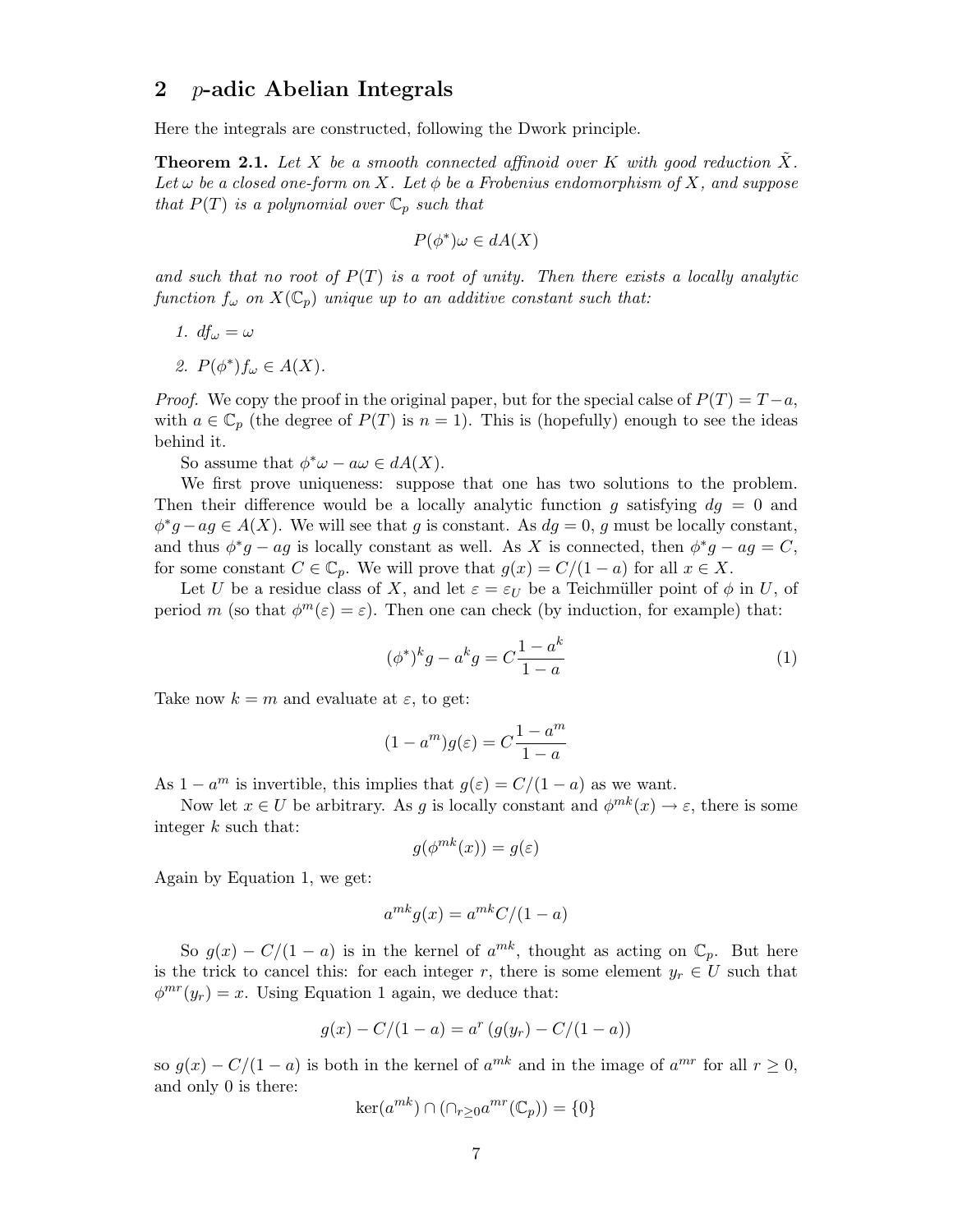## 2 $p$-adic Abelian Integrals

Here the integrals are constructed, following the Dwork principle.

**Theorem 2.1.** *Let $X$ be a smooth connected affinoid over $K$ with good reduction $\tilde{X}$. Let $\omega$ be a closed one-form on $X$. Let $\phi$ be a Frobenius endomorphism of $X$, and suppose that $P(T)$ is a polynomial over $\mathbb{C}_p$ such that*

$$P(\phi^*)\omega \in dA(X)$$

*and such that no root of $P(T)$ is a root of unity. Then there exists a locally analytic function $f_\omega$ on $X(\mathbb{C}_p)$ unique up to an additive constant such that:*

1. *$df_\omega = \omega$*
2. *$P(\phi^*)f_\omega \in A(X)$.*

*Proof.* We copy the proof in the original paper, but for the special calse of $P(T) = T - a$, with $a \in \mathbb{C}_p$ (the degree of $P(T)$ is $n = 1$). This is (hopefully) enough to see the ideas behind it.

So assume that $\phi^*\omega - a\omega \in dA(X)$.

We first prove uniqueness: suppose that one has two solutions to the problem. Then their difference would be a locally analytic function $g$ satisfying $dg = 0$ and $\phi^*g - ag \in A(X)$. We will see that $g$ is constant. As $dg = 0$, $g$ must be locally constant, and thus $\phi^*g - ag$ is locally constant as well. As $X$ is connected, then $\phi^*g - ag = C$, for some constant $C \in \mathbb{C}_p$. We will prove that $g(x) = C/(1-a)$ for all $x \in X$.

Let $U$ be a residue class of $X$, and let $\varepsilon = \varepsilon_U$ be a Teichmüller point of $\phi$ in $U$, of period $m$ (so that $\phi^m(\varepsilon) = \varepsilon$). Then one can check (by induction, for example) that:

$$(\phi^*)^k g - a^k g = C\frac{1-a^k}{1-a} \tag{1}$$

Take now $k = m$ and evaluate at $\varepsilon$, to get:

$$(1-a^m)g(\varepsilon) = C\frac{1-a^m}{1-a}$$

As $1 - a^m$ is invertible, this implies that $g(\varepsilon) = C/(1-a)$ as we want.

Now let $x \in U$ be arbitrary. As $g$ is locally constant and $\phi^{mk}(x) \to \varepsilon$, there is some integer $k$ such that:

$$g(\phi^{mk}(x)) = g(\varepsilon)$$

Again by Equation 1, we get:

$$a^{mk}g(x) = a^{mk}C/(1-a)$$

So $g(x) - C/(1-a)$ is in the kernel of $a^{mk}$, thought as acting on $\mathbb{C}_p$. But here is the trick to cancel this: for each integer $r$, there is some element $y_r \in U$ such that $\phi^{mr}(y_r) = x$. Using Equation 1 again, we deduce that:

$$g(x) - C/(1-a) = a^r\left(g(y_r) - C/(1-a)\right)$$

so $g(x) - C/(1-a)$ is both in the kernel of $a^{mk}$ and in the image of $a^{mr}$ for all $r \geq 0$, and only 0 is there:

$$\ker(a^{mk}) \cap (\cap_{r\geq 0} a^{mr}(\mathbb{C}_p)) = \{0\}$$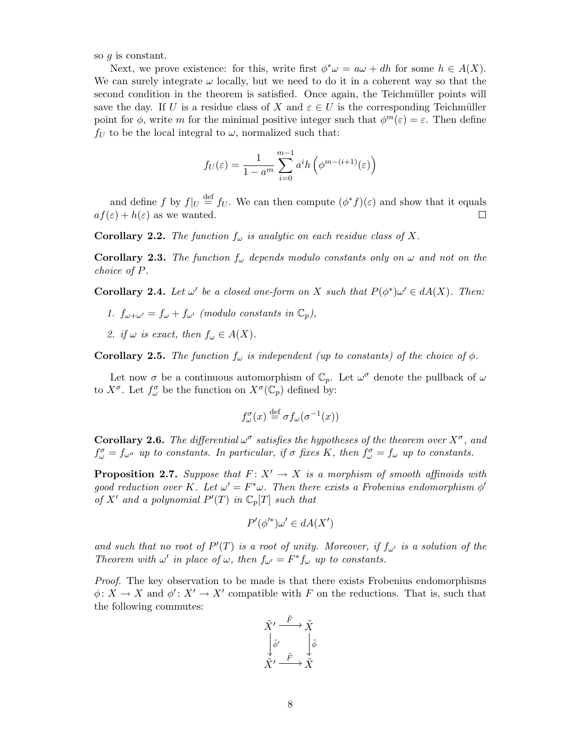so $g$ is constant.

Next, we prove existence: for this, write first $\phi^*\omega = a\omega + dh$ for some $h \in A(X)$. We can surely integrate $\omega$ locally, but we need to do it in a coherent way so that the second condition in the theorem is satisfied. Once again, the Teichmüller points will save the day. If $U$ is a residue class of $X$ and $\varepsilon \in U$ is the corresponding Teichmüller point for $\phi$, write $m$ for the minimal positive integer such that $\phi^m(\varepsilon) = \varepsilon$. Then define $f_U$ to be the local integral to $\omega$, normalized such that:

$$f_U(\varepsilon) = \frac{1}{1-a^m} \sum_{i=0}^{m-1} a^i h\left(\phi^{m-(i+1)}(\varepsilon)\right)$$

and define $f$ by $f|_U \stackrel{\text{def}}{=} f_U$. We can then compute $(\phi^* f)(\varepsilon)$ and show that it equals $af(\varepsilon) + h(\varepsilon)$ as we wanted. ◻

**Corollary 2.2.** *The function $f_\omega$ is analytic on each residue class of $X$.*

**Corollary 2.3.** *The function $f_\omega$ depends modulo constants only on $\omega$ and not on the choice of $P$.*

**Corollary 2.4.** *Let $\omega'$ be a closed one-form on $X$ such that $P(\phi^*)\omega' \in dA(X)$. Then:*

1. *$f_{\omega+\omega'} = f_\omega + f_{\omega'}$ (modulo constants in $\mathbb{C}_p$),*
2. *if $\omega$ is exact, then $f_\omega \in A(X)$.*

**Corollary 2.5.** *The function $f_\omega$ is independent (up to constants) of the choice of $\phi$.*

Let now $\sigma$ be a continuous automorphism of $\mathbb{C}_p$. Let $\omega^\sigma$ denote the pullback of $\omega$ to $X^\sigma$. Let $f_\omega^\sigma$ be the function on $X^\sigma(\mathbb{C}_p)$ defined by:

$$f_\omega^\sigma(x) \stackrel{\text{def}}{=} \sigma f_\omega(\sigma^{-1}(x))$$

**Corollary 2.6.** *The differential $\omega^\sigma$ satisfies the hypotheses of the theorem over $X^\sigma$, and $f_\omega^\sigma = f_{\omega^\sigma}$ up to constants. In particular, if $\sigma$ fixes $K$, then $f_\omega^\sigma = f_\omega$ up to constants.*

**Proposition 2.7.** *Suppose that $F\colon X' \to X$ is a morphism of smooth affinoids with good reduction over $K$. Let $\omega' = F^*\omega$. Then there exists a Frobenius endomorphism $\phi'$ of $X'$ and a polynomial $P'(T)$ in $\mathbb{C}_p[T]$ such that*

$$P'(\phi'^*)\omega' \in dA(X')$$

*and such that no root of $P'(T)$ is a root of unity. Moreover, if $f_{\omega'}$ is a solution of the Theorem with $\omega'$ in place of $\omega$, then $f_{\omega'} = F^* f_\omega$ up to constants.*

*Proof.* The key observation to be made is that there exists Frobenius endomorphisms $\phi\colon X \to X$ and $\phi'\colon X' \to X'$ compatible with $F$ on the reductions. That is, such that the following commutes:

$$\begin{array}{ccc} \tilde{X}' & \xrightarrow{\tilde{F}} & \tilde{X} \\ \big\downarrow{\scriptstyle \tilde{\phi}'} & & \big\downarrow{\scriptstyle \tilde{\phi}} \\ \tilde{X}' & \xrightarrow{\tilde{F}} & \tilde{X} \end{array}$$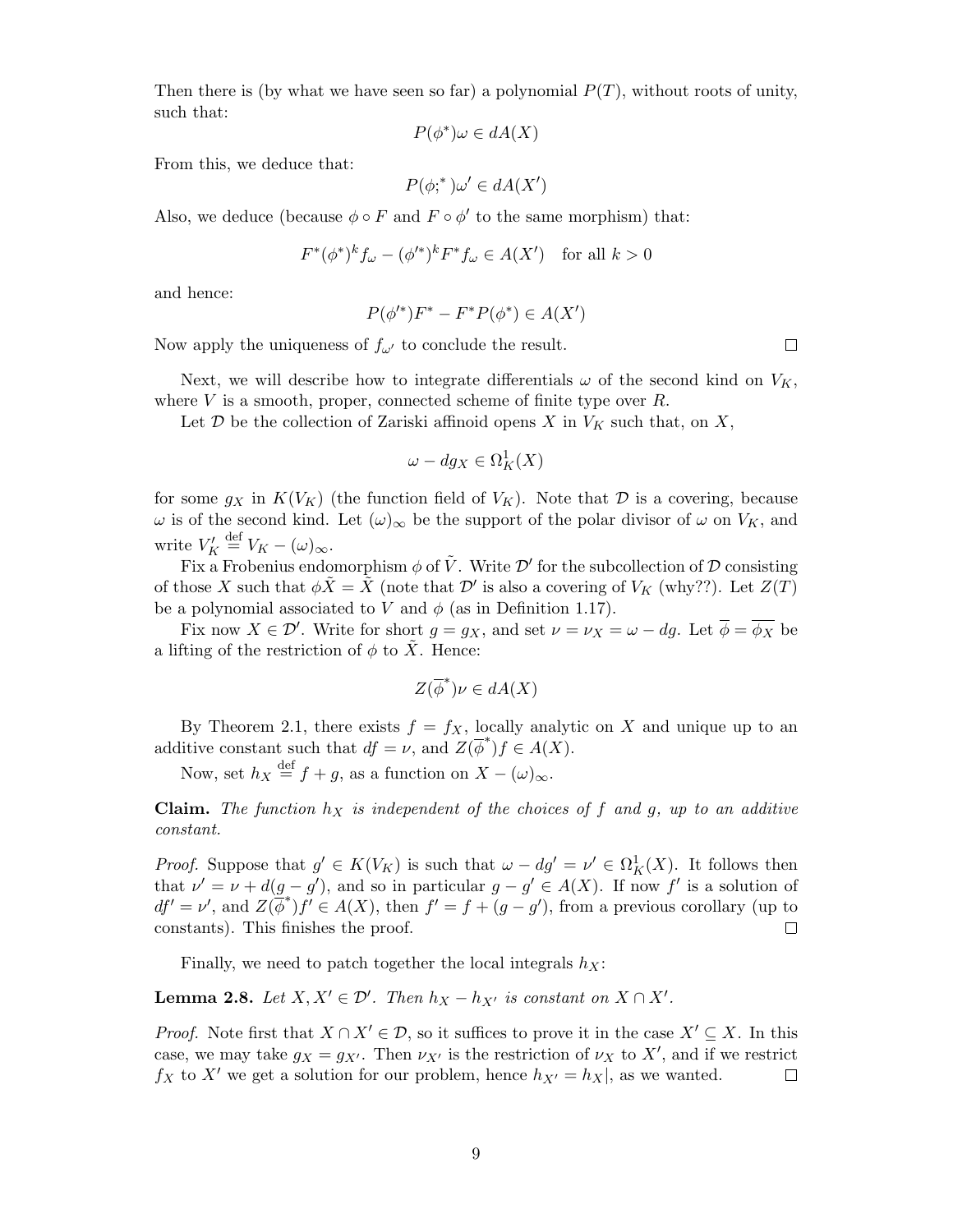Then there is (by what we have seen so far) a polynomial $P(T)$, without roots of unity, such that:

$$P(\phi^*)\omega \in dA(X)$$

From this, we deduce that:

$$P(\phi;^*)\omega' \in dA(X')$$

Also, we deduce (because $\phi \circ F$ and $F \circ \phi'$ to the same morphism) that:

$$F^*(\phi^*)^k f_\omega - (\phi'^*)^k F^* f_\omega \in A(X') \quad \text{for all } k > 0$$

and hence:

$$P(\phi'^*)F^* - F^* P(\phi^*) \in A(X')$$

Now apply the uniqueness of $f_{\omega'}$ to conclude the result. □

Next, we will describe how to integrate differentials $\omega$ of the second kind on $V_K$, where $V$ is a smooth, proper, connected scheme of finite type over $R$.

Let $\mathcal{D}$ be the collection of Zariski affinoid opens $X$ in $V_K$ such that, on $X$,

$$\omega - dg_X \in \Omega^1_K(X)$$

for some $g_X$ in $K(V_K)$ (the function field of $V_K$). Note that $\mathcal{D}$ is a covering, because $\omega$ is of the second kind. Let $(\omega)_\infty$ be the support of the polar divisor of $\omega$ on $V_K$, and write $V'_K \stackrel{\text{def}}{=} V_K - (\omega)_\infty$.

Fix a Frobenius endomorphism $\phi$ of $\tilde{V}$. Write $\mathcal{D}'$ for the subcollection of $\mathcal{D}$ consisting of those $X$ such that $\phi\tilde{X} = \tilde{X}$ (note that $\mathcal{D}'$ is also a covering of $V_K$ (why??). Let $Z(T)$ be a polynomial associated to $V$ and $\phi$ (as in Definition 1.17).

Fix now $X \in \mathcal{D}'$. Write for short $g = g_X$, and set $\nu = \nu_X = \omega - dg$. Let $\overline{\phi} = \overline{\phi_X}$ be a lifting of the restriction of $\phi$ to $\tilde{X}$. Hence:

$$Z(\overline{\phi}^*)\nu \in dA(X)$$

By Theorem 2.1, there exists $f = f_X$, locally analytic on $X$ and unique up to an additive constant such that $df = \nu$, and $Z(\overline{\phi}^*)f \in A(X)$.

Now, set $h_X \stackrel{\text{def}}{=} f + g$, as a function on $X - (\omega)_\infty$.

**Claim.** *The function $h_X$ is independent of the choices of $f$ and $g$, up to an additive constant.*

*Proof.* Suppose that $g' \in K(V_K)$ is such that $\omega - dg' = \nu' \in \Omega^1_K(X)$. It follows then that $\nu' = \nu + d(g - g')$, and so in particular $g - g' \in A(X)$. If now $f'$ is a solution of $df' = \nu'$, and $Z(\overline{\phi}^*)f' \in A(X)$, then $f' = f + (g - g')$, from a previous corollary (up to constants). This finishes the proof. □

Finally, we need to patch together the local integrals $h_X$:

**Lemma 2.8.** *Let $X, X' \in \mathcal{D}'$. Then $h_X - h_{X'}$ is constant on $X \cap X'$.*

*Proof.* Note first that $X \cap X' \in \mathcal{D}$, so it suffices to prove it in the case $X' \subseteq X$. In this case, we may take $g_X = g_{X'}$. Then $\nu_{X'}$ is the restriction of $\nu_X$ to $X'$, and if we restrict $f_X$ to $X'$ we get a solution for our problem, hence $h_{X'} = h_X|$, as we wanted. □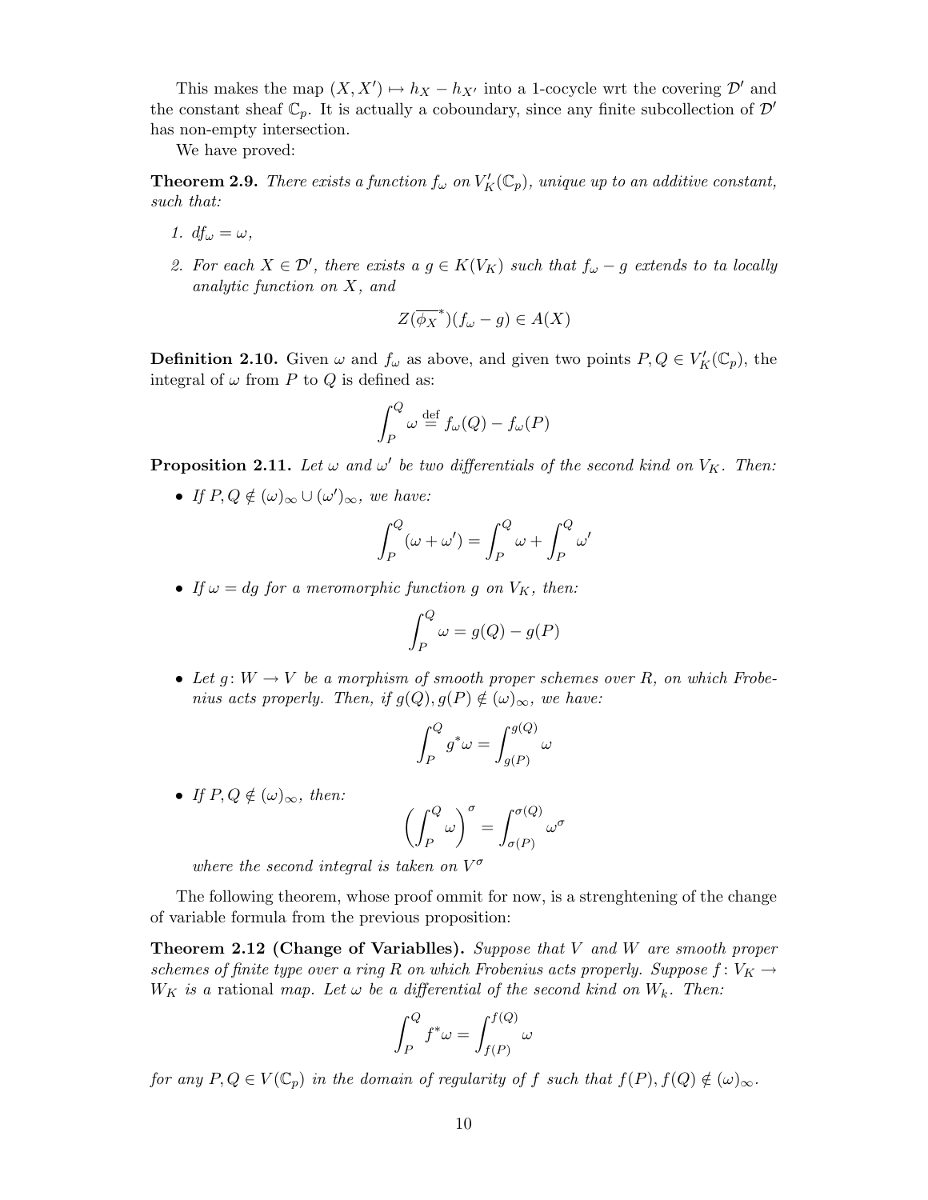This makes the map $(X, X') \mapsto h_X - h_{X'}$ into a 1-cocycle wrt the covering $\mathcal{D}'$ and the constant sheaf $\mathbb{C}_p$. It is actually a coboundary, since any finite subcollection of $\mathcal{D}'$ has non-empty intersection.

We have proved:

**Theorem 2.9.** *There exists a function $f_\omega$ on $V_K'(\mathbb{C}_p)$, unique up to an additive constant, such that:*

1. *$df_\omega = \omega$,*
2. *For each $X \in \mathcal{D}'$, there exists a $g \in K(V_K)$ such that $f_\omega - g$ extends to ta locally analytic function on $X$, and*

$$Z(\overline{\phi_X}^*)(f_\omega - g) \in A(X)$$

**Definition 2.10.** Given $\omega$ and $f_\omega$ as above, and given two points $P, Q \in V_K'(\mathbb{C}_p)$, the integral of $\omega$ from $P$ to $Q$ is defined as:

$$\int_P^Q \omega \stackrel{\text{def}}{=} f_\omega(Q) - f_\omega(P)$$

**Proposition 2.11.** *Let $\omega$ and $\omega'$ be two differentials of the second kind on $V_K$. Then:*

- *If $P, Q \notin (\omega)_\infty \cup (\omega')_\infty$, we have:*

$$\int_P^Q (\omega + \omega') = \int_P^Q \omega + \int_P^Q \omega'$$

- *If $\omega = dg$ for a meromorphic function $g$ on $V_K$, then:*

$$\int_P^Q \omega = g(Q) - g(P)$$

- *Let $g \colon W \to V$ be a morphism of smooth proper schemes over $R$, on which Frobenius acts properly. Then, if $g(Q), g(P) \notin (\omega)_\infty$, we have:*

$$\int_P^Q g^*\omega = \int_{g(P)}^{g(Q)} \omega$$

- *If $P, Q \notin (\omega)_\infty$, then:*

$$\left(\int_P^Q \omega\right)^\sigma = \int_{\sigma(P)}^{\sigma(Q)} \omega^\sigma$$

  *where the second integral is taken on $V^\sigma$*

The following theorem, whose proof ommit for now, is a strenghtening of the change of variable formula from the previous proposition:

**Theorem 2.12 (Change of Variablles).** *Suppose that $V$ and $W$ are smooth proper schemes of finite type over a ring $R$ on which Frobenius acts properly. Suppose $f \colon V_K \to W_K$ is a* rational *map. Let $\omega$ be a differential of the second kind on $W_k$. Then:*

$$\int_P^Q f^*\omega = \int_{f(P)}^{f(Q)} \omega$$

*for any $P, Q \in V(\mathbb{C}_p)$ in the domain of regularity of $f$ such that $f(P), f(Q) \notin (\omega)_\infty$.*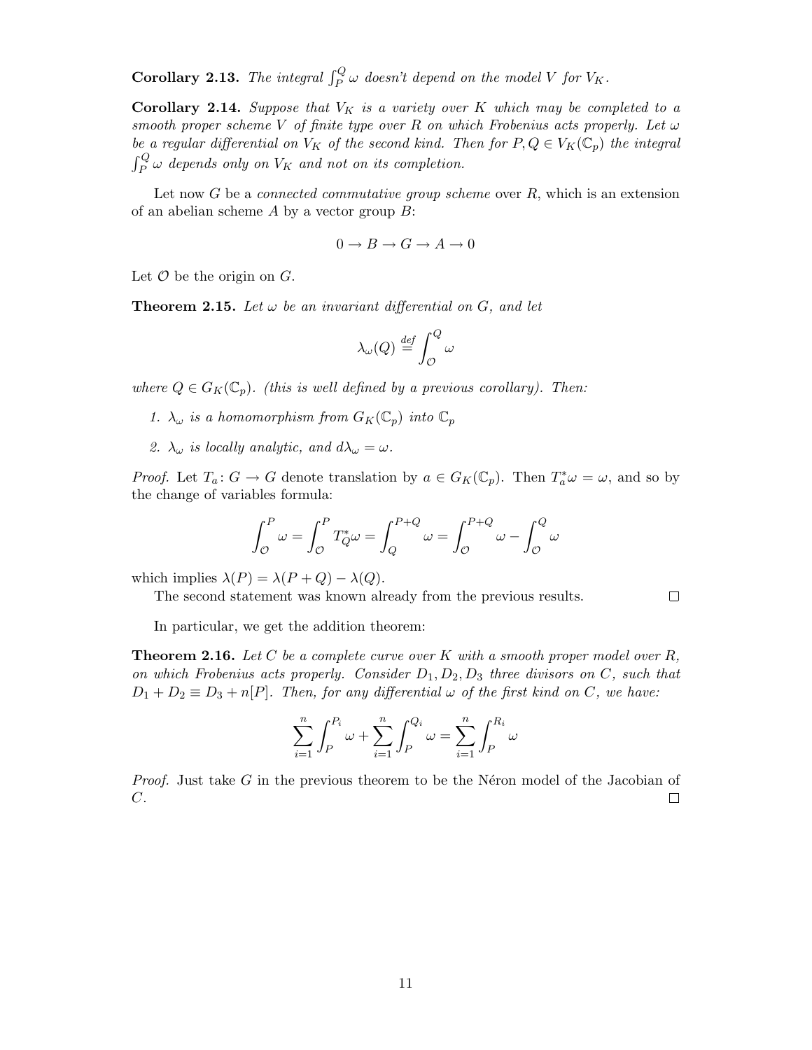**Corollary 2.13.** *The integral $\int_P^Q \omega$ doesn't depend on the model $V$ for $V_K$.*

**Corollary 2.14.** *Suppose that $V_K$ is a variety over $K$ which may be completed to a smooth proper scheme $V$ of finite type over $R$ on which Frobenius acts properly. Let $\omega$ be a regular differential on $V_K$ of the second kind. Then for $P, Q \in V_K(\mathbb{C}_p)$ the integral $\int_P^Q \omega$ depends only on $V_K$ and not on its completion.*

Let now $G$ be a *connected commutative group scheme* over $R$, which is an extension of an abelian scheme $A$ by a vector group $B$:

$$0 \to B \to G \to A \to 0$$

Let $\mathcal{O}$ be the origin on $G$.

**Theorem 2.15.** *Let $\omega$ be an invariant differential on $G$, and let*

$$\lambda_\omega(Q) \stackrel{def}{=} \int_{\mathcal{O}}^{Q} \omega$$

*where $Q \in G_K(\mathbb{C}_p)$. (this is well defined by a previous corollary). Then:*

1. *$\lambda_\omega$ is a homomorphism from $G_K(\mathbb{C}_p)$ into $\mathbb{C}_p$*
2. *$\lambda_\omega$ is locally analytic, and $d\lambda_\omega = \omega$.*

*Proof.* Let $T_a \colon G \to G$ denote translation by $a \in G_K(\mathbb{C}_p)$. Then $T_a^*\omega = \omega$, and so by the change of variables formula:

$$\int_{\mathcal{O}}^{P} \omega = \int_{\mathcal{O}}^{P} T_Q^*\omega = \int_{Q}^{P+Q} \omega = \int_{\mathcal{O}}^{P+Q} \omega - \int_{\mathcal{O}}^{Q} \omega$$

which implies $\lambda(P) = \lambda(P+Q) - \lambda(Q)$.

The second statement was known already from the previous results. □

In particular, we get the addition theorem:

**Theorem 2.16.** *Let $C$ be a complete curve over $K$ with a smooth proper model over $R$, on which Frobenius acts properly. Consider $D_1, D_2, D_3$ three divisors on $C$, such that $D_1 + D_2 \equiv D_3 + n[P]$. Then, for any differential $\omega$ of the first kind on $C$, we have:*

$$\sum_{i=1}^{n} \int_{P}^{P_i} \omega + \sum_{i=1}^{n} \int_{P}^{Q_i} \omega = \sum_{i=1}^{n} \int_{P}^{R_i} \omega$$

*Proof.* Just take $G$ in the previous theorem to be the Néron model of the Jacobian of $C$. □